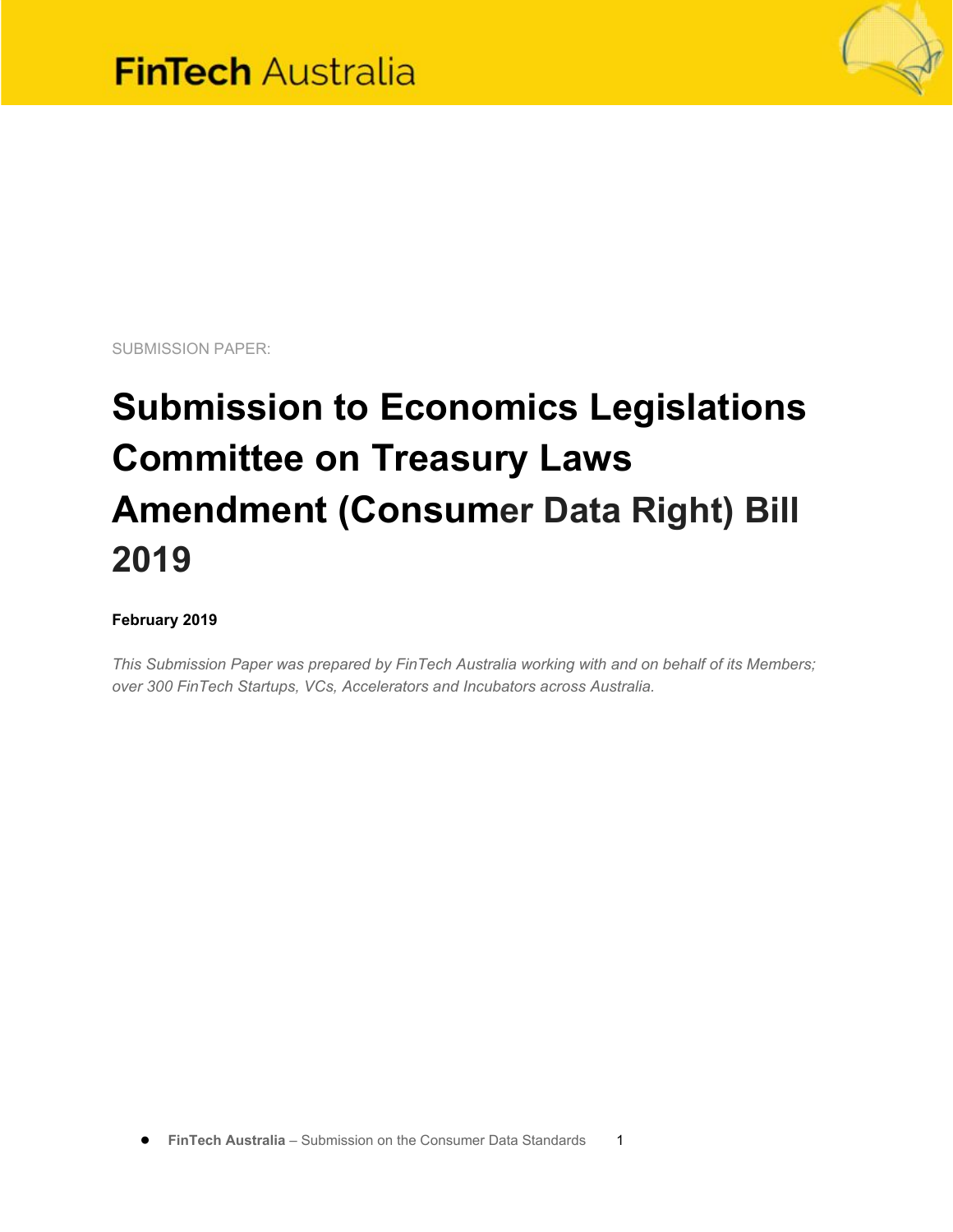FinTech Australia

SUBMISSION PAPER:

# Submission to Economics Legislations Committee on Treasury Laws Amendment (Consumer Data Right) Bill 2019

**February 2019**

*This Submission Paper was prepared by FinTech Australia working with and on behalf of its Members; over 300 FinTech Startups, VCs, Accelerators and Incubators across Australia.*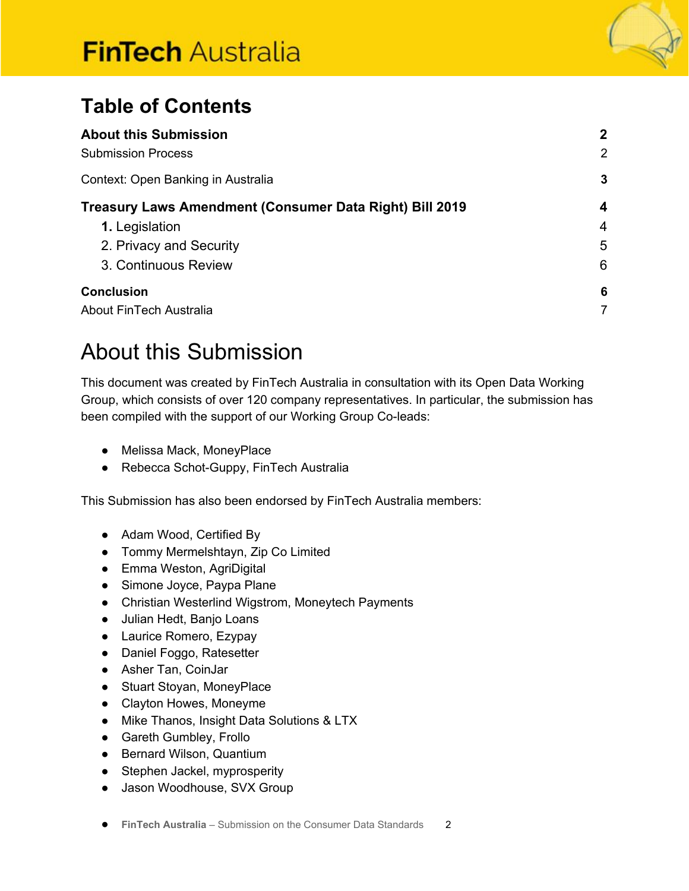# Table of Contents

| | |
|---|---|
| **About this Submission** | **2** |
| Submission Process | 2 |
| Context: Open Banking in Australia | **3** |
| **Treasury Laws Amendment (Consumer Data Right) Bill 2019** | **4** |
| **1.** Legislation | 4 |
| 2. Privacy and Security | 5 |
| 3. Continuous Review | 6 |
| **Conclusion** | **6** |
| About FinTech Australia | 7 |

# About this Submission

This document was created by FinTech Australia in consultation with its Open Data Working Group, which consists of over 120 company representatives. In particular, the submission has been compiled with the support of our Working Group Co-leads:

- Melissa Mack, MoneyPlace
- Rebecca Schot-Guppy, FinTech Australia

This Submission has also been endorsed by FinTech Australia members:

- Adam Wood, Certified By
- Tommy Mermelshtayn, Zip Co Limited
- Emma Weston, AgriDigital
- Simone Joyce, Paypa Plane
- Christian Westerlind Wigstrom, Moneytech Payments
- Julian Hedt, Banjo Loans
- Laurice Romero, Ezypay
- Daniel Foggo, Ratesetter
- Asher Tan, CoinJar
- Stuart Stoyan, MoneyPlace
- Clayton Howes, Moneyme
- Mike Thanos, Insight Data Solutions & LTX
- Gareth Gumbley, Frollo
- Bernard Wilson, Quantium
- Stephen Jackel, myprosperity
- Jason Woodhouse, SVX Group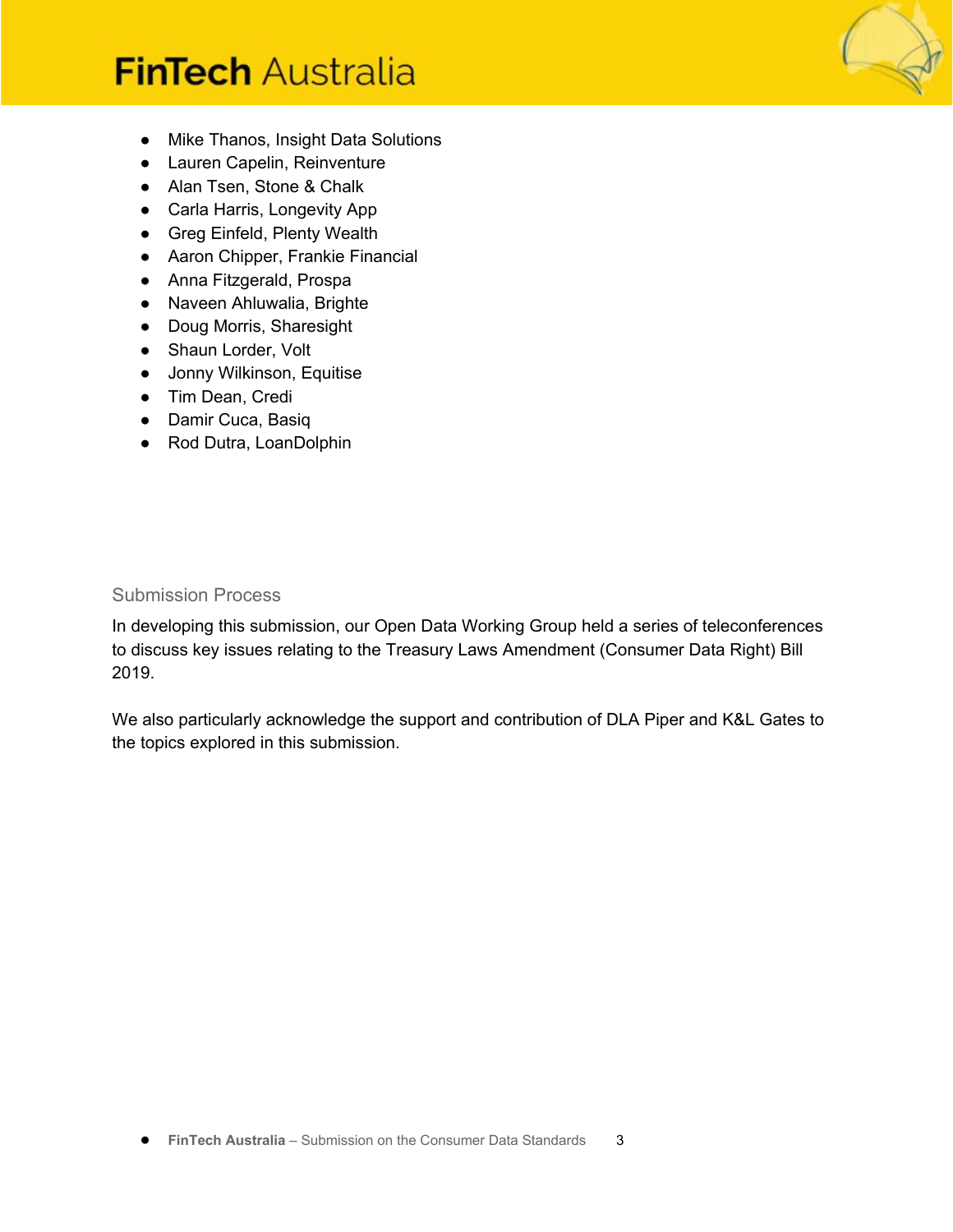- Mike Thanos, Insight Data Solutions
- Lauren Capelin, Reinventure
- Alan Tsen, Stone & Chalk
- Carla Harris, Longevity App
- Greg Einfeld, Plenty Wealth
- Aaron Chipper, Frankie Financial
- Anna Fitzgerald, Prospa
- Naveen Ahluwalia, Brighte
- Doug Morris, Sharesight
- Shaun Lorder, Volt
- Jonny Wilkinson, Equitise
- Tim Dean, Credi
- Damir Cuca, Basiq
- Rod Dutra, LoanDolphin

## Submission Process

In developing this submission, our Open Data Working Group held a series of teleconferences to discuss key issues relating to the Treasury Laws Amendment (Consumer Data Right) Bill 2019.

We also particularly acknowledge the support and contribution of DLA Piper and K&L Gates to the topics explored in this submission.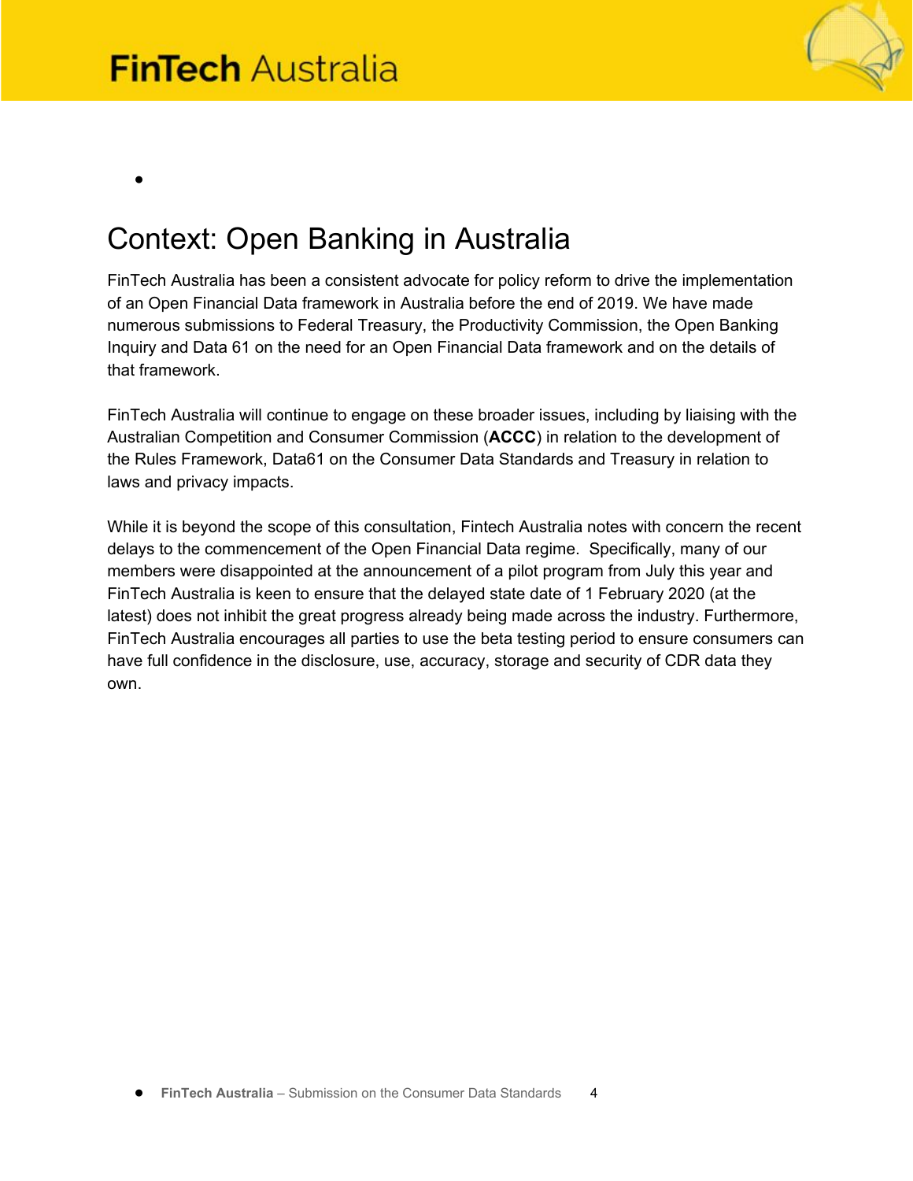# Context: Open Banking in Australia

FinTech Australia has been a consistent advocate for policy reform to drive the implementation of an Open Financial Data framework in Australia before the end of 2019. We have made numerous submissions to Federal Treasury, the Productivity Commission, the Open Banking Inquiry and Data 61 on the need for an Open Financial Data framework and on the details of that framework.

FinTech Australia will continue to engage on these broader issues, including by liaising with the Australian Competition and Consumer Commission (**ACCC**) in relation to the development of the Rules Framework, Data61 on the Consumer Data Standards and Treasury in relation to laws and privacy impacts.

While it is beyond the scope of this consultation, Fintech Australia notes with concern the recent delays to the commencement of the Open Financial Data regime. Specifically, many of our members were disappointed at the announcement of a pilot program from July this year and FinTech Australia is keen to ensure that the delayed state date of 1 February 2020 (at the latest) does not inhibit the great progress already being made across the industry. Furthermore, FinTech Australia encourages all parties to use the beta testing period to ensure consumers can have full confidence in the disclosure, use, accuracy, storage and security of CDR data they own.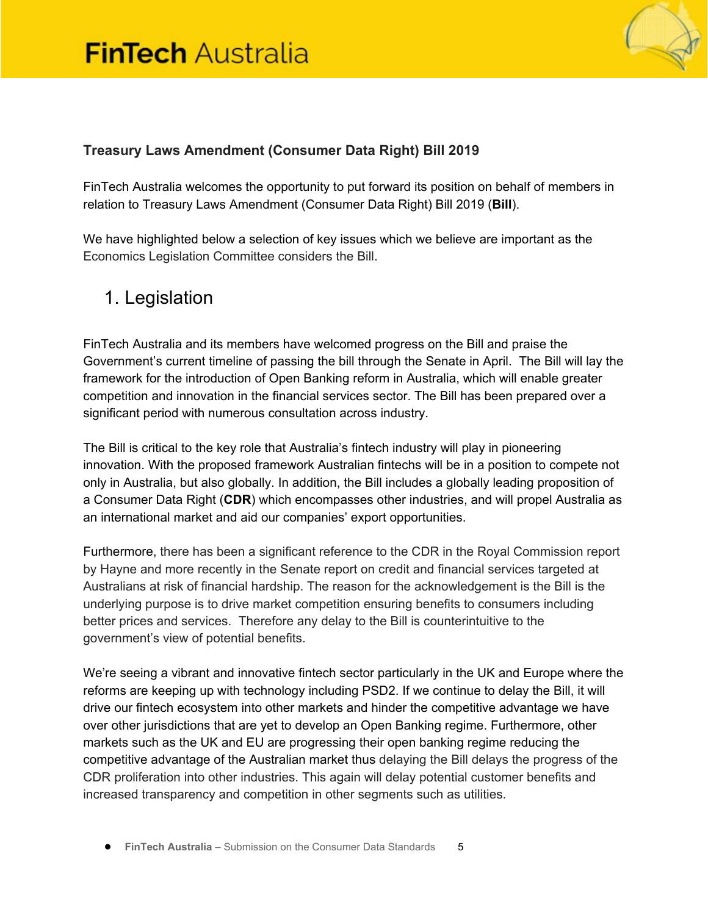**Treasury Laws Amendment (Consumer Data Right) Bill 2019**

FinTech Australia welcomes the opportunity to put forward its position on behalf of members in relation to Treasury Laws Amendment (Consumer Data Right) Bill 2019 (**Bill**).

We have highlighted below a selection of key issues which we believe are important as the Economics Legislation Committee considers the Bill.

## 1. Legislation

FinTech Australia and its members have welcomed progress on the Bill and praise the Government's current timeline of passing the bill through the Senate in April. The Bill will lay the framework for the introduction of Open Banking reform in Australia, which will enable greater competition and innovation in the financial services sector. The Bill has been prepared over a significant period with numerous consultation across industry.

The Bill is critical to the key role that Australia's fintech industry will play in pioneering innovation. With the proposed framework Australian fintechs will be in a position to compete not only in Australia, but also globally. In addition, the Bill includes a globally leading proposition of a Consumer Data Right (**CDR**) which encompasses other industries, and will propel Australia as an international market and aid our companies' export opportunities.

Furthermore, there has been a significant reference to the CDR in the Royal Commission report by Hayne and more recently in the Senate report on credit and financial services targeted at Australians at risk of financial hardship. The reason for the acknowledgement is the Bill is the underlying purpose is to drive market competition ensuring benefits to consumers including better prices and services. Therefore any delay to the Bill is counterintuitive to the government's view of potential benefits.

We're seeing a vibrant and innovative fintech sector particularly in the UK and Europe where the reforms are keeping up with technology including PSD2. If we continue to delay the Bill, it will drive our fintech ecosystem into other markets and hinder the competitive advantage we have over other jurisdictions that are yet to develop an Open Banking regime. Furthermore, other markets such as the UK and EU are progressing their open banking regime reducing the competitive advantage of the Australian market thus delaying the Bill delays the progress of the CDR proliferation into other industries. This again will delay potential customer benefits and increased transparency and competition in other segments such as utilities.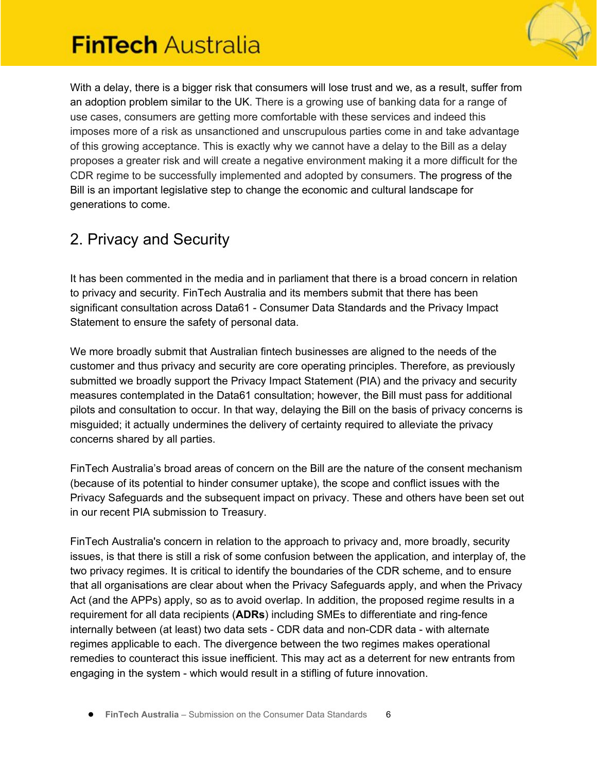With a delay, there is a bigger risk that consumers will lose trust and we, as a result, suffer from an adoption problem similar to the UK. There is a growing use of banking data for a range of use cases, consumers are getting more comfortable with these services and indeed this imposes more of a risk as unsanctioned and unscrupulous parties come in and take advantage of this growing acceptance. This is exactly why we cannot have a delay to the Bill as a delay proposes a greater risk and will create a negative environment making it a more difficult for the CDR regime to be successfully implemented and adopted by consumers. The progress of the Bill is an important legislative step to change the economic and cultural landscape for generations to come.

## 2. Privacy and Security

It has been commented in the media and in parliament that there is a broad concern in relation to privacy and security. FinTech Australia and its members submit that there has been significant consultation across Data61 - Consumer Data Standards and the Privacy Impact Statement to ensure the safety of personal data.

We more broadly submit that Australian fintech businesses are aligned to the needs of the customer and thus privacy and security are core operating principles. Therefore, as previously submitted we broadly support the Privacy Impact Statement (PIA) and the privacy and security measures contemplated in the Data61 consultation; however, the Bill must pass for additional pilots and consultation to occur. In that way, delaying the Bill on the basis of privacy concerns is misguided; it actually undermines the delivery of certainty required to alleviate the privacy concerns shared by all parties.

FinTech Australia's broad areas of concern on the Bill are the nature of the consent mechanism (because of its potential to hinder consumer uptake), the scope and conflict issues with the Privacy Safeguards and the subsequent impact on privacy. These and others have been set out in our recent PIA submission to Treasury.

FinTech Australia's concern in relation to the approach to privacy and, more broadly, security issues, is that there is still a risk of some confusion between the application, and interplay of, the two privacy regimes. It is critical to identify the boundaries of the CDR scheme, and to ensure that all organisations are clear about when the Privacy Safeguards apply, and when the Privacy Act (and the APPs) apply, so as to avoid overlap. In addition, the proposed regime results in a requirement for all data recipients (**ADRs**) including SMEs to differentiate and ring-fence internally between (at least) two data sets - CDR data and non-CDR data - with alternate regimes applicable to each. The divergence between the two regimes makes operational remedies to counteract this issue inefficient. This may act as a deterrent for new entrants from engaging in the system - which would result in a stifling of future innovation.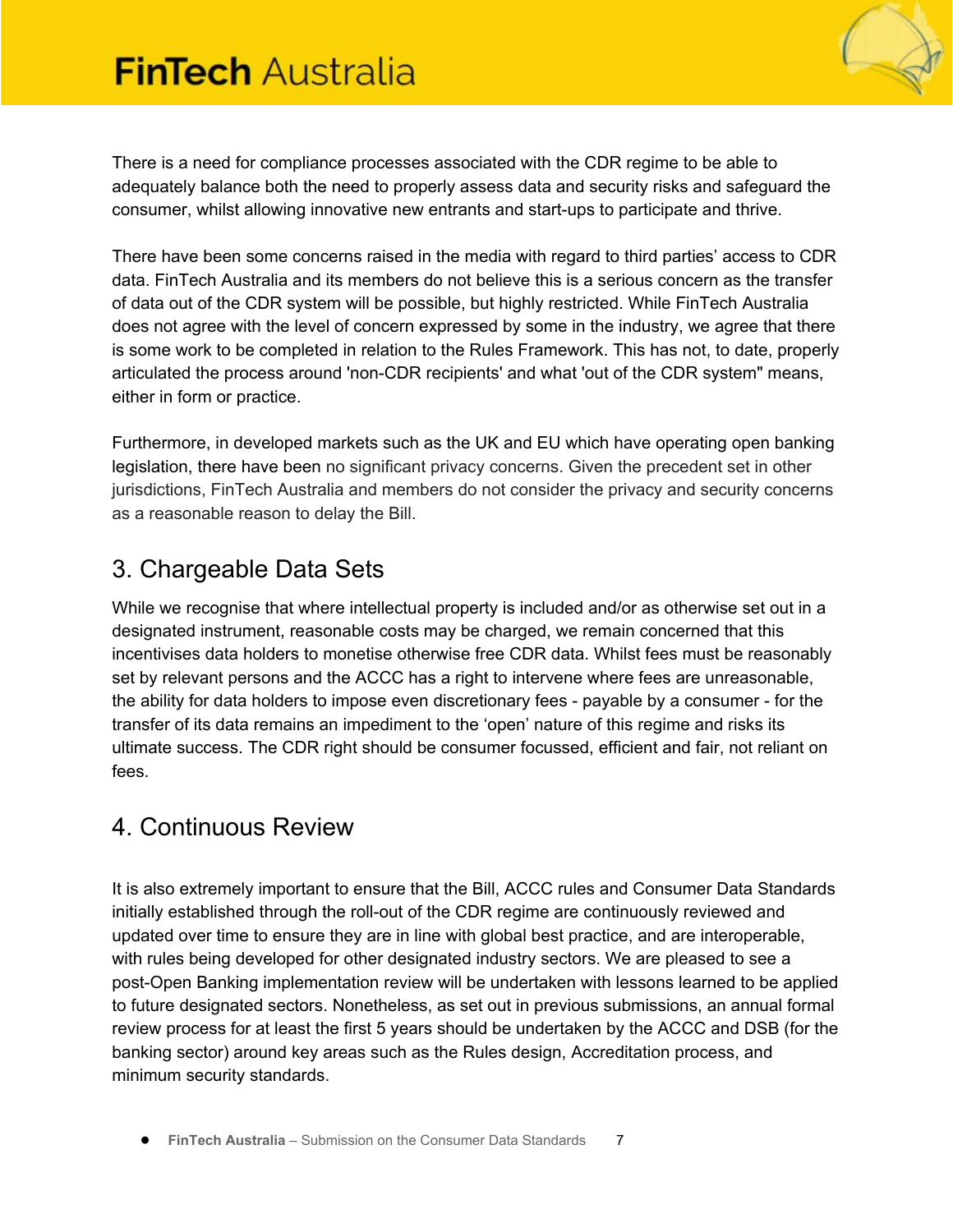There is a need for compliance processes associated with the CDR regime to be able to adequately balance both the need to properly assess data and security risks and safeguard the consumer, whilst allowing innovative new entrants and start-ups to participate and thrive.

There have been some concerns raised in the media with regard to third parties' access to CDR data. FinTech Australia and its members do not believe this is a serious concern as the transfer of data out of the CDR system will be possible, but highly restricted. While FinTech Australia does not agree with the level of concern expressed by some in the industry, we agree that there is some work to be completed in relation to the Rules Framework. This has not, to date, properly articulated the process around 'non-CDR recipients' and what 'out of the CDR system" means, either in form or practice.

Furthermore, in developed markets such as the UK and EU which have operating open banking legislation, there have been no significant privacy concerns. Given the precedent set in other jurisdictions, FinTech Australia and members do not consider the privacy and security concerns as a reasonable reason to delay the Bill.

## 3. Chargeable Data Sets

While we recognise that where intellectual property is included and/or as otherwise set out in a designated instrument, reasonable costs may be charged, we remain concerned that this incentivises data holders to monetise otherwise free CDR data. Whilst fees must be reasonably set by relevant persons and the ACCC has a right to intervene where fees are unreasonable, the ability for data holders to impose even discretionary fees - payable by a consumer - for the transfer of its data remains an impediment to the 'open' nature of this regime and risks its ultimate success. The CDR right should be consumer focussed, efficient and fair, not reliant on fees.

## 4. Continuous Review

It is also extremely important to ensure that the Bill, ACCC rules and Consumer Data Standards initially established through the roll-out of the CDR regime are continuously reviewed and updated over time to ensure they are in line with global best practice, and are interoperable, with rules being developed for other designated industry sectors. We are pleased to see a post-Open Banking implementation review will be undertaken with lessons learned to be applied to future designated sectors. Nonetheless, as set out in previous submissions, an annual formal review process for at least the first 5 years should be undertaken by the ACCC and DSB (for the banking sector) around key areas such as the Rules design, Accreditation process, and minimum security standards.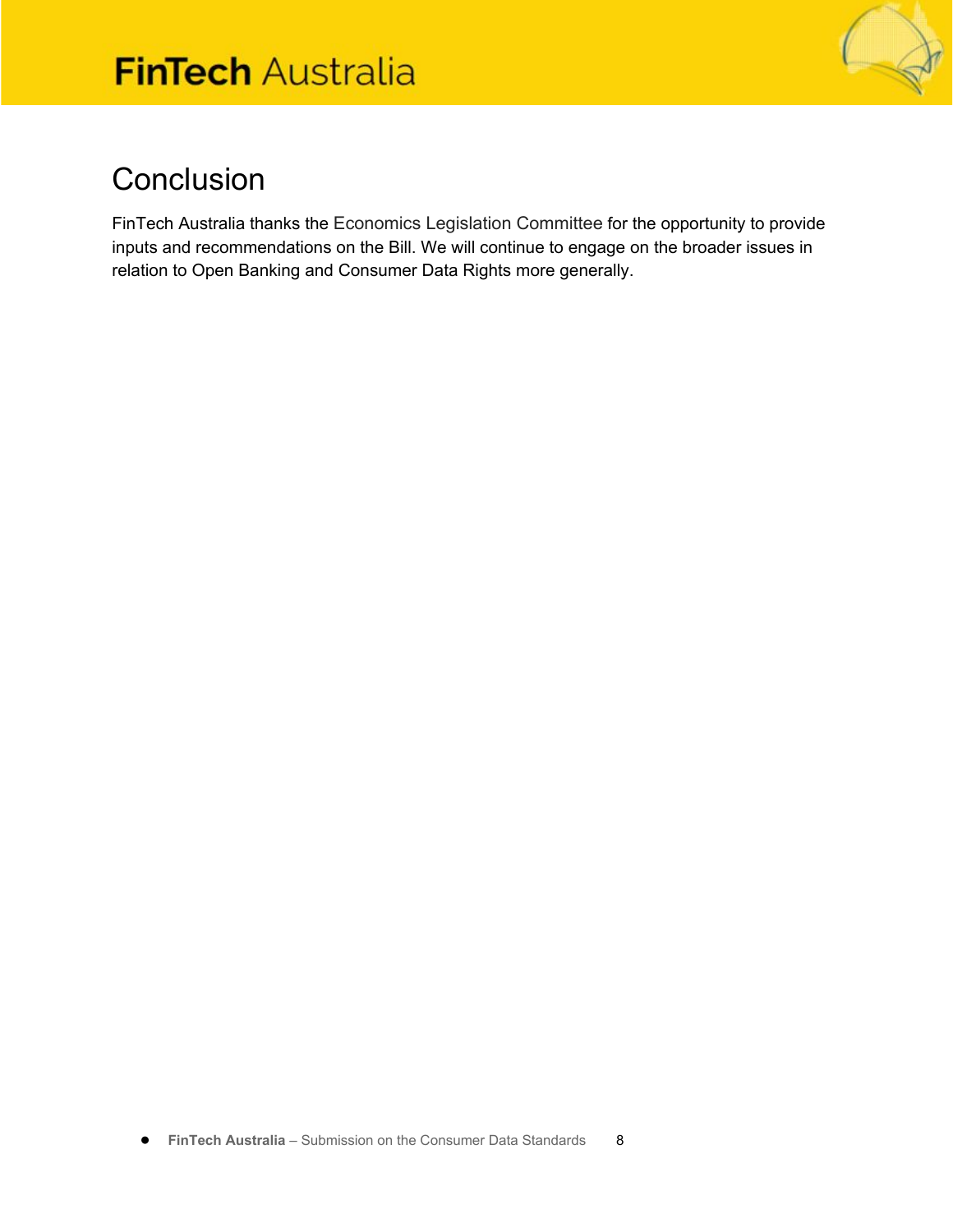# Conclusion

FinTech Australia thanks the Economics Legislation Committee for the opportunity to provide inputs and recommendations on the Bill. We will continue to engage on the broader issues in relation to Open Banking and Consumer Data Rights more generally.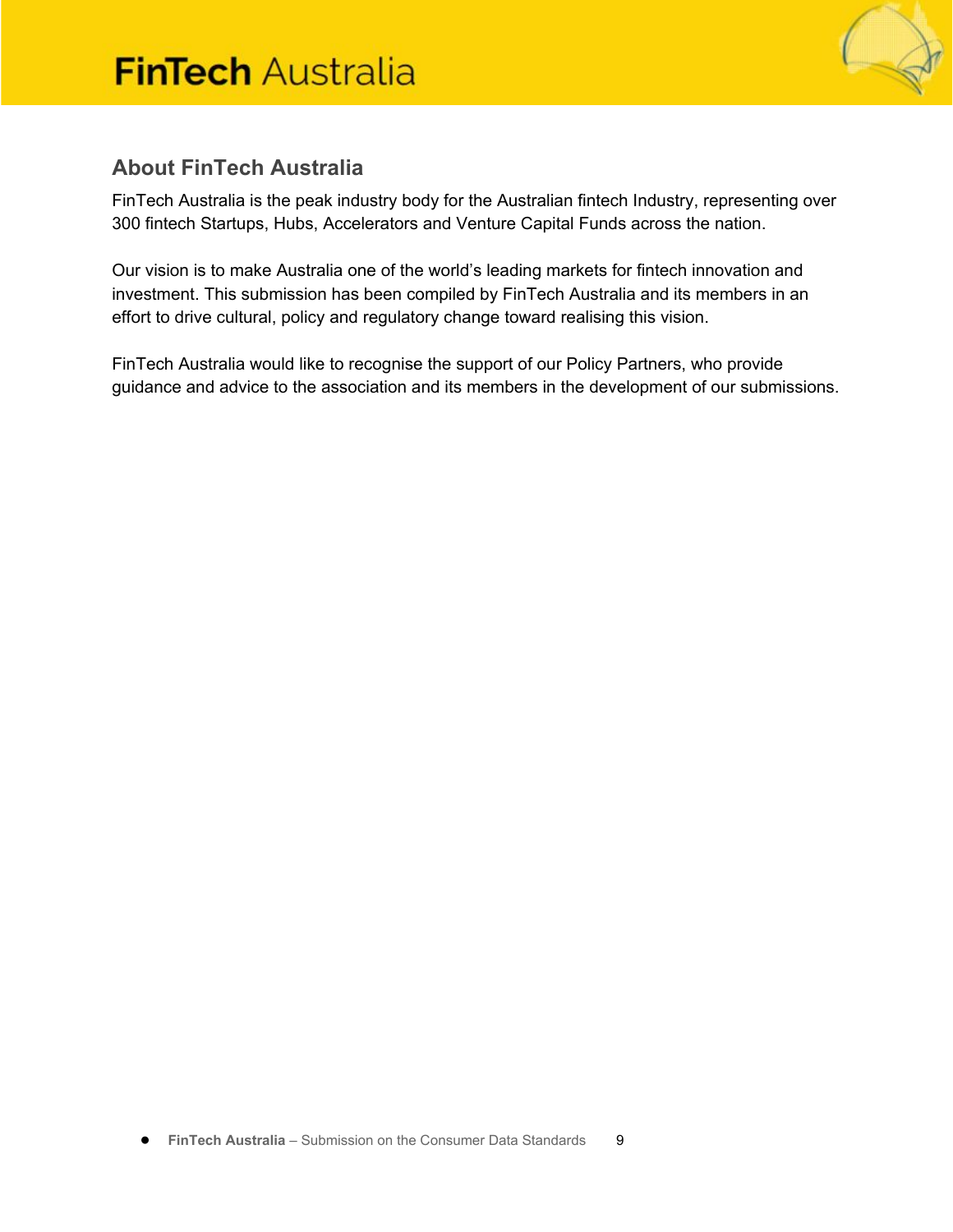## About FinTech Australia

FinTech Australia is the peak industry body for the Australian fintech Industry, representing over 300 fintech Startups, Hubs, Accelerators and Venture Capital Funds across the nation.

Our vision is to make Australia one of the world's leading markets for fintech innovation and investment. This submission has been compiled by FinTech Australia and its members in an effort to drive cultural, policy and regulatory change toward realising this vision.

FinTech Australia would like to recognise the support of our Policy Partners, who provide guidance and advice to the association and its members in the development of our submissions.